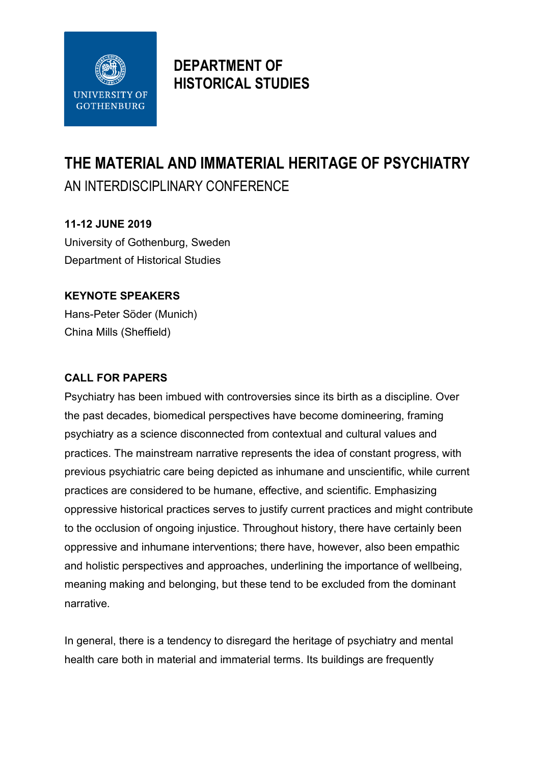UNIVERSITY OF GOTHENBURG

**DEPARTMENT OF HISTORICAL STUDIES**

# THE MATERIAL AND IMMATERIAL HERITAGE OF PSYCHIATRY

## AN INTERDISCIPLINARY CONFERENCE

**11-12 JUNE 2019**

University of Gothenburg, Sweden
Department of Historical Studies

**KEYNOTE SPEAKERS**

Hans-Peter Söder (Munich)
China Mills (Sheffield)

**CALL FOR PAPERS**

Psychiatry has been imbued with controversies since its birth as a discipline. Over the past decades, biomedical perspectives have become domineering, framing psychiatry as a science disconnected from contextual and cultural values and practices. The mainstream narrative represents the idea of constant progress, with previous psychiatric care being depicted as inhumane and unscientific, while current practices are considered to be humane, effective, and scientific. Emphasizing oppressive historical practices serves to justify current practices and might contribute to the occlusion of ongoing injustice. Throughout history, there have certainly been oppressive and inhumane interventions; there have, however, also been empathic and holistic perspectives and approaches, underlining the importance of wellbeing, meaning making and belonging, but these tend to be excluded from the dominant narrative.

In general, there is a tendency to disregard the heritage of psychiatry and mental health care both in material and immaterial terms. Its buildings are frequently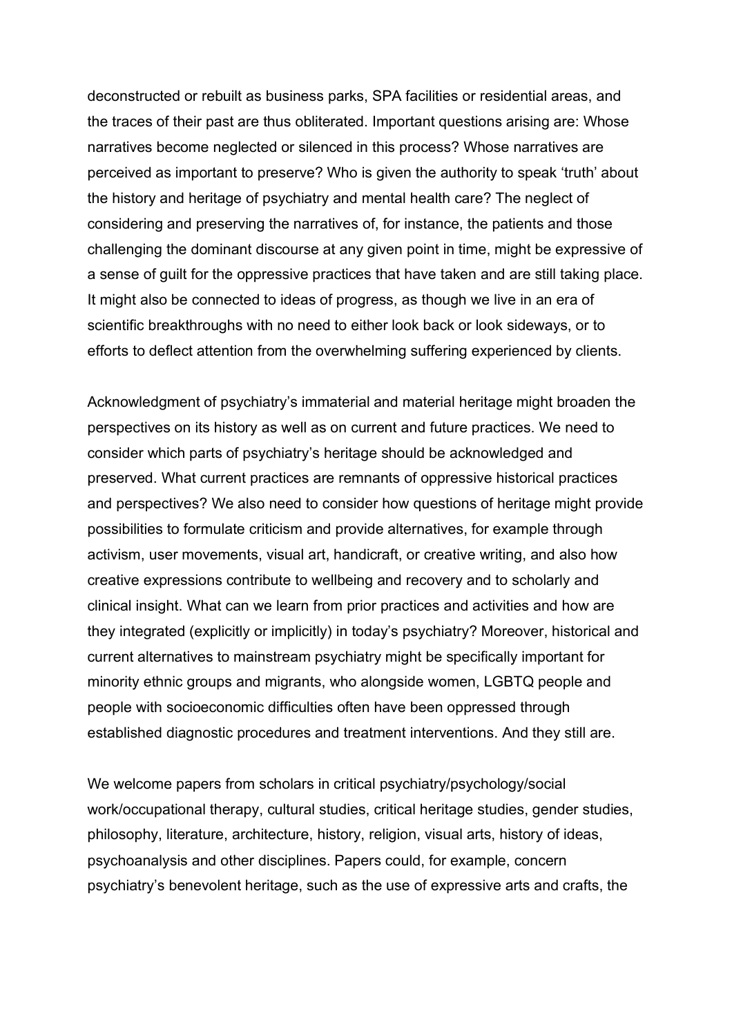deconstructed or rebuilt as business parks, SPA facilities or residential areas, and the traces of their past are thus obliterated. Important questions arising are: Whose narratives become neglected or silenced in this process? Whose narratives are perceived as important to preserve? Who is given the authority to speak 'truth' about the history and heritage of psychiatry and mental health care? The neglect of considering and preserving the narratives of, for instance, the patients and those challenging the dominant discourse at any given point in time, might be expressive of a sense of guilt for the oppressive practices that have taken and are still taking place. It might also be connected to ideas of progress, as though we live in an era of scientific breakthroughs with no need to either look back or look sideways, or to efforts to deflect attention from the overwhelming suffering experienced by clients.

Acknowledgment of psychiatry's immaterial and material heritage might broaden the perspectives on its history as well as on current and future practices. We need to consider which parts of psychiatry's heritage should be acknowledged and preserved. What current practices are remnants of oppressive historical practices and perspectives? We also need to consider how questions of heritage might provide possibilities to formulate criticism and provide alternatives, for example through activism, user movements, visual art, handicraft, or creative writing, and also how creative expressions contribute to wellbeing and recovery and to scholarly and clinical insight. What can we learn from prior practices and activities and how are they integrated (explicitly or implicitly) in today's psychiatry? Moreover, historical and current alternatives to mainstream psychiatry might be specifically important for minority ethnic groups and migrants, who alongside women, LGBTQ people and people with socioeconomic difficulties often have been oppressed through established diagnostic procedures and treatment interventions. And they still are.

We welcome papers from scholars in critical psychiatry/psychology/social work/occupational therapy, cultural studies, critical heritage studies, gender studies, philosophy, literature, architecture, history, religion, visual arts, history of ideas, psychoanalysis and other disciplines. Papers could, for example, concern psychiatry's benevolent heritage, such as the use of expressive arts and crafts, the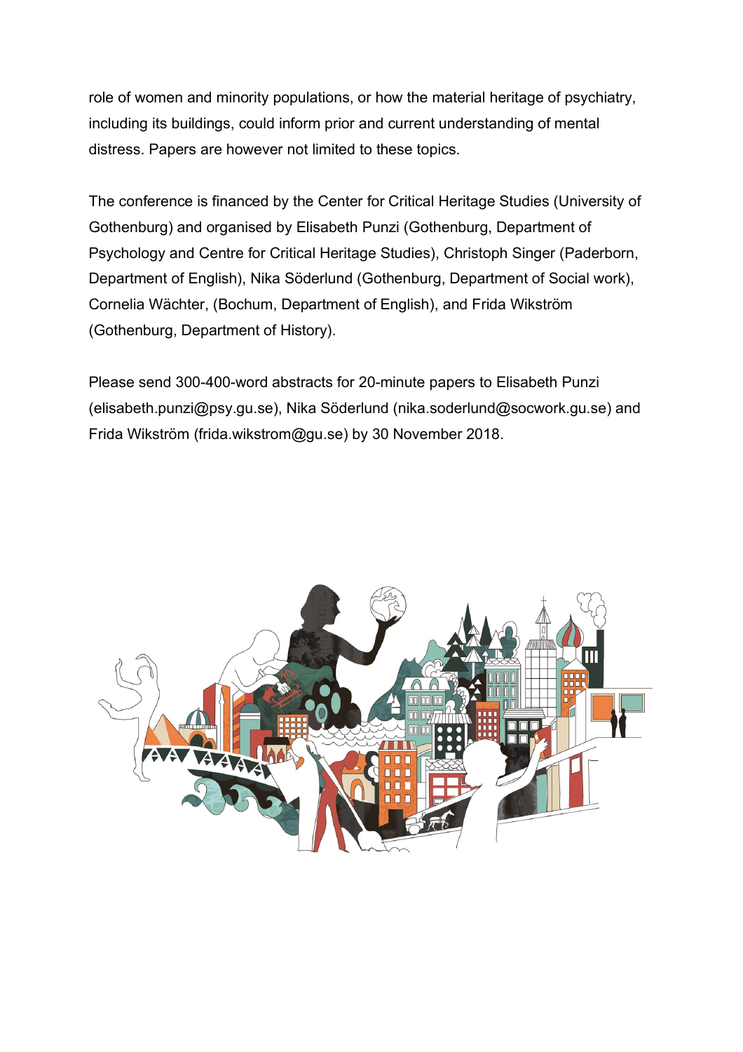role of women and minority populations, or how the material heritage of psychiatry, including its buildings, could inform prior and current understanding of mental distress. Papers are however not limited to these topics.

The conference is financed by the Center for Critical Heritage Studies (University of Gothenburg) and organised by Elisabeth Punzi (Gothenburg, Department of Psychology and Centre for Critical Heritage Studies), Christoph Singer (Paderborn, Department of English), Nika Söderlund (Gothenburg, Department of Social work), Cornelia Wächter, (Bochum, Department of English), and Frida Wikström (Gothenburg, Department of History).

Please send 300-400-word abstracts for 20-minute papers to Elisabeth Punzi (elisabeth.punzi@psy.gu.se), Nika Söderlund (nika.soderlund@socwork.gu.se) and Frida Wikström (frida.wikstrom@gu.se) by 30 November 2018.